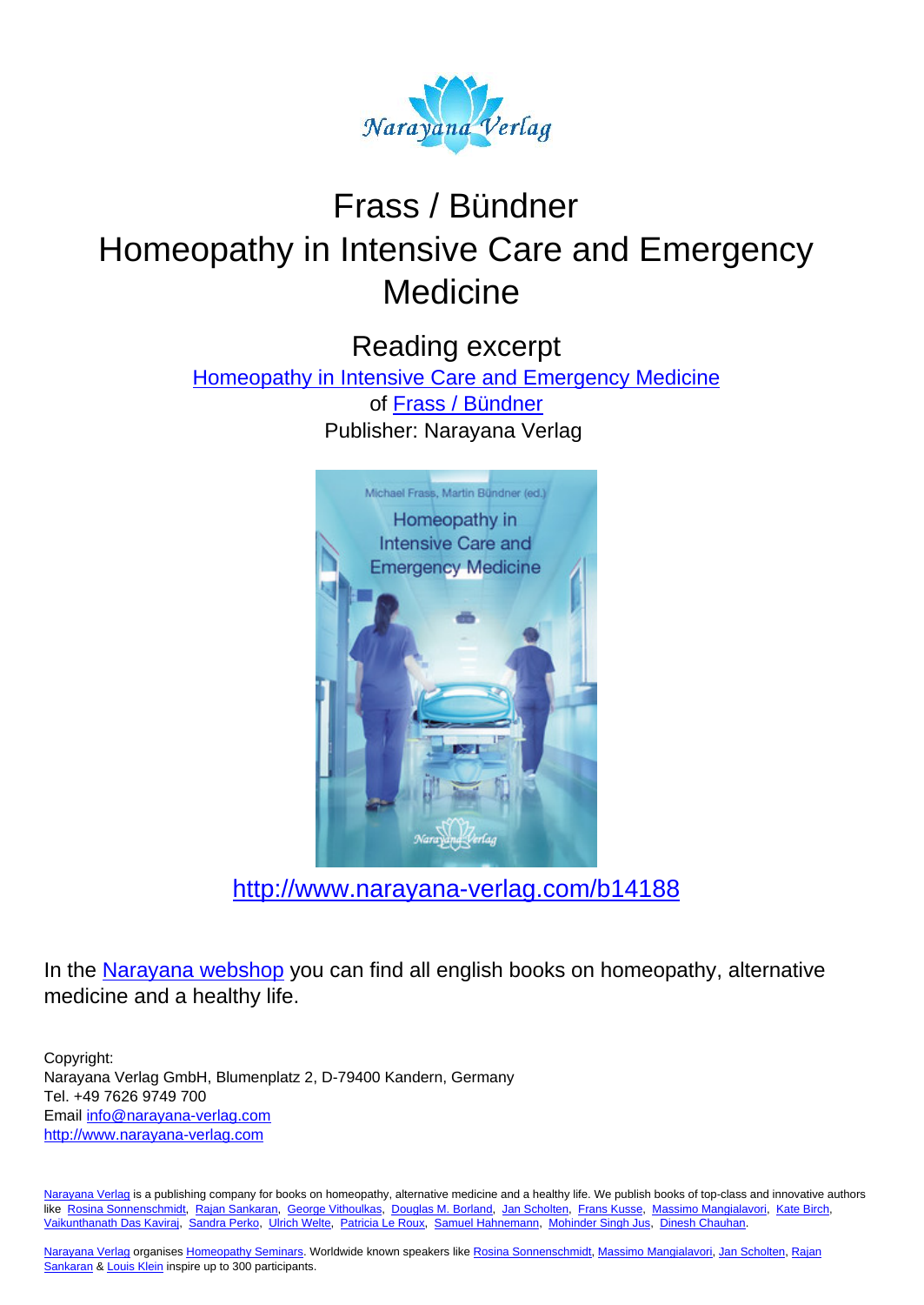# Frass / Bündner
# Homeopathy in Intensive Care and Emergency Medicine

## Reading excerpt

[Homeopathy in Intensive Care and Emergency Medicine](http://www.narayana-verlag.com/b14188)
of [Frass / Bündner]
Publisher: Narayana Verlag

[http://www.narayana-verlag.com/b14188](http://www.narayana-verlag.com/b14188)

In the [Narayana webshop] you can find all english books on homeopathy, alternative medicine and a healthy life.

Copyright:
Narayana Verlag GmbH, Blumenplatz 2, D-79400 Kandern, Germany
Tel. +49 7626 9749 700
Email [info@narayana-verlag.com](mailto:info@narayana-verlag.com)
[http://www.narayana-verlag.com](http://www.narayana-verlag.com)

[Narayana Verlag] is a publishing company for books on homeopathy, alternative medicine and a healthy life. We publish books of top-class and innovative authors like [Rosina Sonnenschmidt], [Rajan Sankaran], [George Vithoulkas], [Douglas M. Borland], [Jan Scholten], [Frans Kusse], [Massimo Mangialavori], [Kate Birch], [Vaikunthanath Das Kaviraj], [Sandra Perko], [Ulrich Welte], [Patricia Le Roux], [Samuel Hahnemann], [Mohinder Singh Jus], [Dinesh Chauhan].

[Narayana Verlag] organises [Homeopathy Seminars]. Worldwide known speakers like [Rosina Sonnenschmidt], [Massimo Mangialavori], [Jan Scholten], [Rajan Sankaran] & [Louis Klein] inspire up to 300 participants.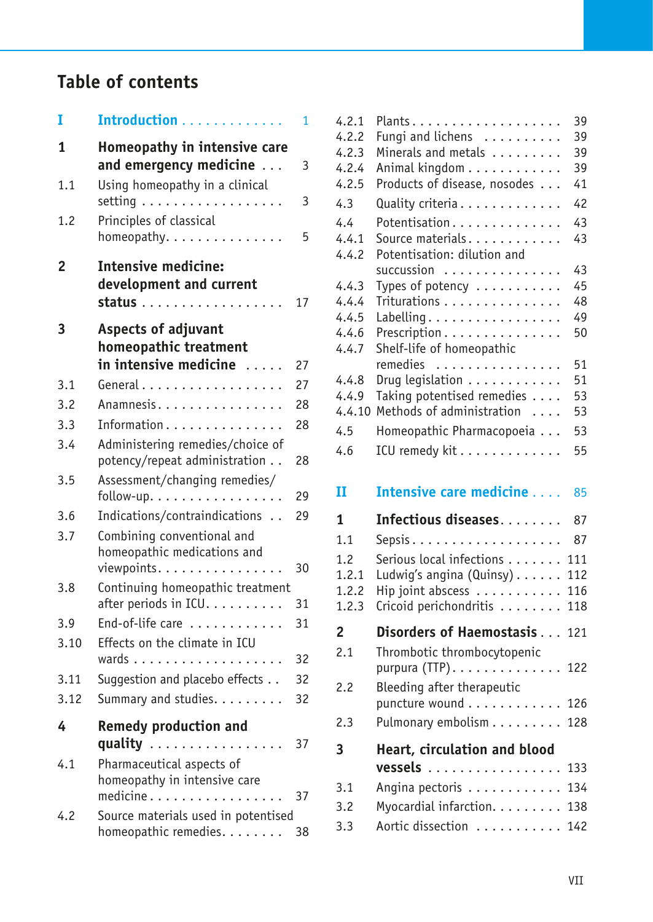# Table of contents

**I Introduction** . . . . . . . . . . . . . 1

**1 Homeopathy in intensive care and emergency medicine** . . . 3

1.1 Using homeopathy in a clinical setting . . . . . . . . . . . . . . . . . . 3

1.2 Principles of classical homeopathy. . . . . . . . . . . . . . . 5

**2 Intensive medicine: development and current status** . . . . . . . . . . . . . . . . . . 17

**3 Aspects of adjuvant homeopathic treatment in intensive medicine** . . . . . 27

3.1 General . . . . . . . . . . . . . . . . . . 27

3.2 Anamnesis. . . . . . . . . . . . . . . . 28

3.3 Information . . . . . . . . . . . . . . . 28

3.4 Administering remedies/choice of potency/repeat administration . . 28

3.5 Assessment/changing remedies/follow-up. . . . . . . . . . . . . . . . . 29

3.6 Indications/contraindications . . 29

3.7 Combining conventional and homeopathic medications and viewpoints. . . . . . . . . . . . . . . . 30

3.8 Continuing homeopathic treatment after periods in ICU. . . . . . . . . . 31

3.9 End-of-life care . . . . . . . . . . . . 31

3.10 Effects on the climate in ICU wards . . . . . . . . . . . . . . . . . . 32

3.11 Suggestion and placebo effects . . 32

3.12 Summary and studies. . . . . . . . . 32

**4 Remedy production and quality** . . . . . . . . . . . . . . . . 37

4.1 Pharmaceutical aspects of homeopathy in intensive care medicine . . . . . . . . . . . . . . . . . 37

4.2 Source materials used in potentised homeopathic remedies. . . . . . . . 38

4.2.1 Plants . . . . . . . . . . . . . . . . . . . 39

4.2.2 Fungi and lichens . . . . . . . . . . 39

4.2.3 Minerals and metals . . . . . . . . . 39

4.2.4 Animal kingdom . . . . . . . . . . . . 39

4.2.5 Products of disease, nosodes . . . 41

4.3 Quality criteria . . . . . . . . . . . . . 42

4.4 Potentisation . . . . . . . . . . . . . . 43

4.4.1 Source materials . . . . . . . . . . . . 43

4.4.2 Potentisation: dilution and succession . . . . . . . . . . . . . . . 43

4.4.3 Types of potency . . . . . . . . . . . 45

4.4.4 Triturations . . . . . . . . . . . . . . . 48

4.4.5 Labelling . . . . . . . . . . . . . . . . . 49

4.4.6 Prescription . . . . . . . . . . . . . . . 50

4.4.7 Shelf-life of homeopathic remedies . . . . . . . . . . . . . . . . 51

4.4.8 Drug legislation . . . . . . . . . . . . 51

4.4.9 Taking potentised remedies . . . . 53

4.4.10 Methods of administration . . . . 53

4.5 Homeopathic Pharmacopoeia . . . 53

4.6 ICU remedy kit . . . . . . . . . . . . . 55

**II Intensive care medicine** . . . . 85

**1 Infectious diseases** . . . . . . . . 87

1.1 Sepsis . . . . . . . . . . . . . . . . . . . . 87

1.2 Serious local infections . . . . . . . 111

1.2.1 Ludwig's angina (Quinsy) . . . . . . 112

1.2.2 Hip joint abscess . . . . . . . . . . . 116

1.2.3 Cricoid perichondritis . . . . . . . . 118

**2 Disorders of Haemostasis** . . . 121

2.1 Thrombotic thrombocytopenic purpura (TTP) . . . . . . . . . . . . . . 122

2.2 Bleeding after therapeutic puncture wound . . . . . . . . . . . . 126

2.3 Pulmonary embolism . . . . . . . . . 128

**3 Heart, circulation and blood vessels** . . . . . . . . . . . . . . . . . 133

3.1 Angina pectoris . . . . . . . . . . . . 134

3.2 Myocardial infarction. . . . . . . . . 138

3.3 Aortic dissection . . . . . . . . . . . 142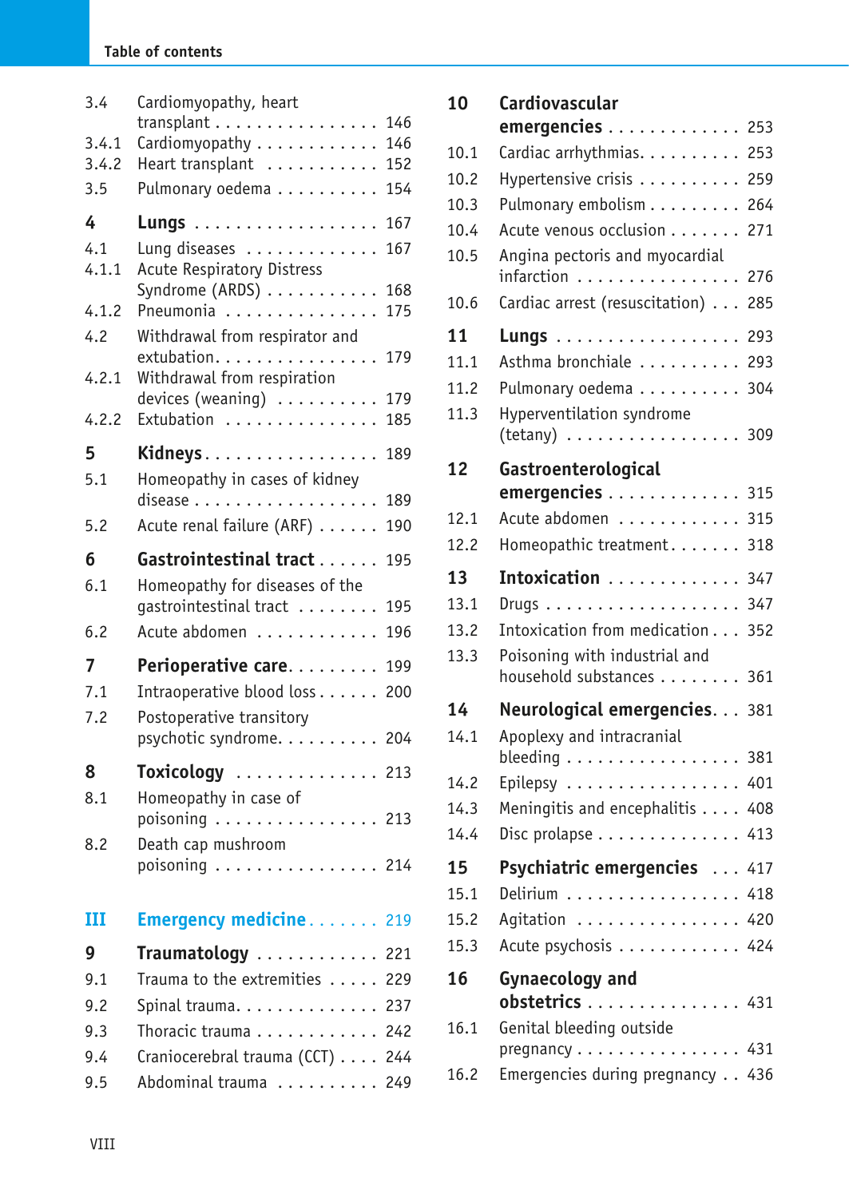| | | |
|---|---|---|
| 3.4 | Cardiomyopathy, heart transplant | 146 |
| 3.4.1 | Cardiomyopathy | 146 |
| 3.4.2 | Heart Transplant | 152 |
| 3.5 | Pulmonary oedema | 154 |
| **4** | **Lungs** | **167** |
| 4.1 | Lung diseases | 167 |
| 4.1.1 | Acute Respiratory Distress Syndrome (ARDS) | 168 |
| 4.1.2 | Pneumonia | 175 |
| 4.2 | Withdrawal from respirator and extubation | 179 |
| 4.2.1 | Withdrawal from respiration devices (weaning) | 179 |
| 4.2.2 | Extubation | 185 |
| **5** | **Kidneys** | **189** |
| 5.1 | Homeopathy in cases of kidney disease | 189 |
| 5.2 | Acute renal failure (ARF) | 190 |
| **6** | **Gastrointestinal tract** | **195** |
| 6.1 | Homeopathy for diseases of the gastrointestinal tract | 195 |
| 6.2 | Acute abdomen | 196 |
| **7** | **Perioperative care** | **199** |
| 7.1 | Intraoperative blood loss | 200 |
| 7.2 | Postoperative transitory psychotic syndrome | 204 |
| **8** | **Toxicology** | **213** |
| 8.1 | Homeopathy in case of poisoning | 213 |
| 8.2 | Death cap mushroom poisoning | 214 |
| **III** | **Emergency medicine** | **219** |
| **9** | **Traumatology** | **221** |
| 9.1 | Trauma to the extremities | 229 |
| 9.2 | Spinal trauma | 237 |
| 9.3 | Thoracic trauma | 242 |
| 9.4 | Craniocerebral trauma (CCT) | 244 |
| 9.5 | Abdominal trauma | 249 |
| **10** | **Cardiovascular emergencies** | **253** |
| 10.1 | Cardiac arrhythmias | 253 |
| 10.2 | Hypertensive crisis | 259 |
| 10.3 | Pulmonary embolism | 264 |
| 10.4 | Acute venous occlusion | 271 |
| 10.5 | Angina pectoris and myocardial infarction | 276 |
| 10.6 | Cardiac arrest (resuscitation) | 285 |
| **11** | **Lungs** | **293** |
| 11.1 | Asthma bronchiale | 293 |
| 11.2 | Pulmonary oedema | 304 |
| 11.3 | Hyperventilation syndrome (tetany) | 309 |
| **12** | **Gastroenterological emergencies** | **315** |
| 12.1 | Acute abdomen | 315 |
| 12.2 | Homeopathic treatment | 318 |
| **13** | **Intoxication** | **347** |
| 13.1 | Drugs | 347 |
| 13.2 | Intoxication from medication | 352 |
| 13.3 | Poisoning with industrial and household substances | 361 |
| **14** | **Neurological emergencies** | **381** |
| 14.1 | Apoplexy and intracranial bleeding | 381 |
| 14.2 | Epilepsy | 401 |
| 14.3 | Meningitis and encephalitis | 408 |
| 14.4 | Disc prolapse | 413 |
| **15** | **Psychiatric emergencies** | **417** |
| 15.1 | Delirium | 418 |
| 15.2 | Agitation | 420 |
| 15.3 | Acute psychosis | 424 |
| **16** | **Gynaecology and obstetrics** | **431** |
| 16.1 | Genital bleeding outside pregnancy | 431 |
| 16.2 | Emergencies during pregnancy | 436 |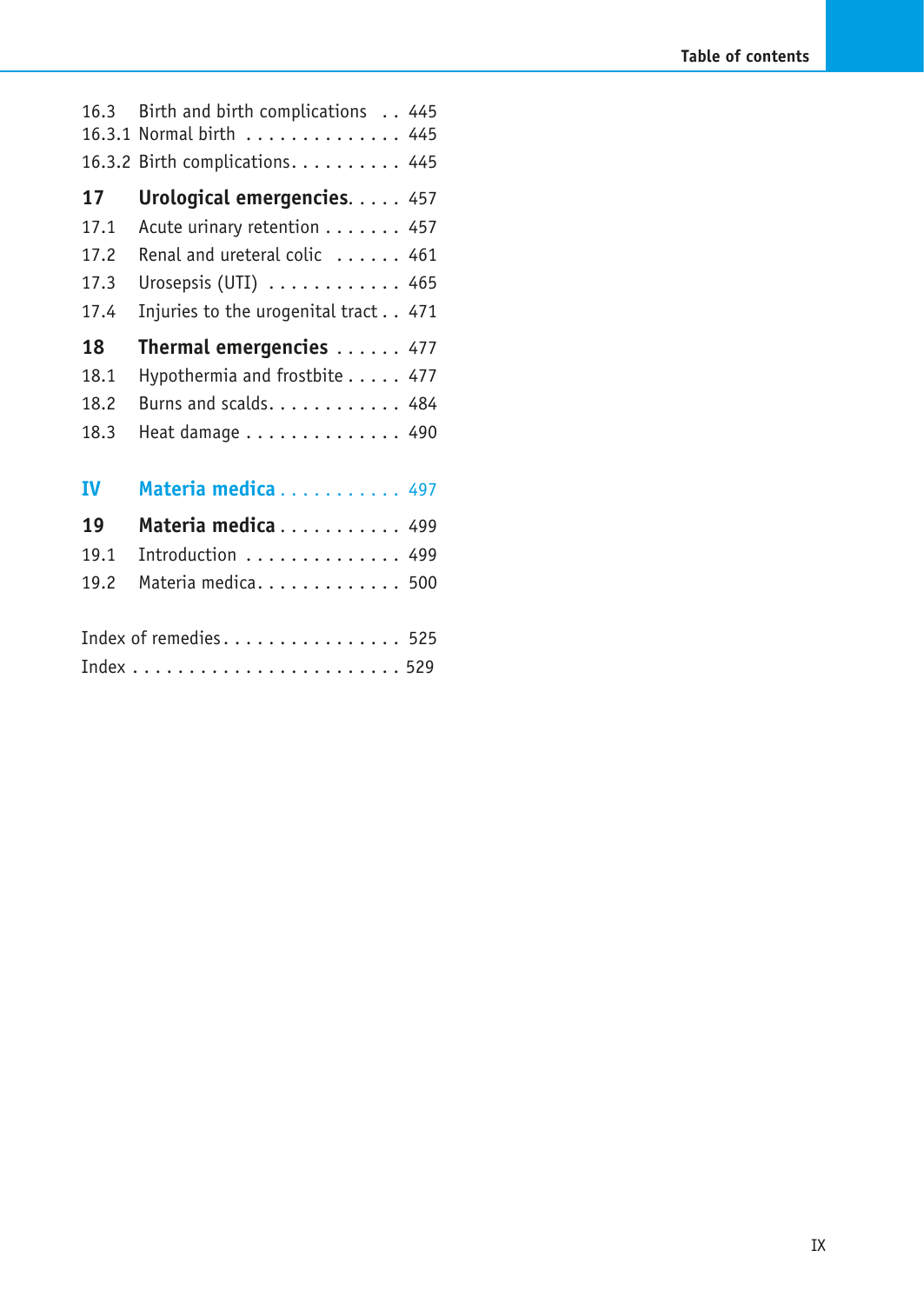16.3 Birth and birth complications . . 445
16.3.1 Normal birth . . . . . . . . . . . . . . 445
16.3.2 Birth complications. . . . . . . . . . 445

**17 Urological emergencies. . . . . 457**
17.1 Acute urinary retention . . . . . . . 457
17.2 Renal and ureteral colic . . . . . . 461
17.3 Urosepsis (UTI) . . . . . . . . . . . . 465
17.4 Injuries to the urogenital tract . . 471

**18 Thermal emergencies . . . . . . 477**
18.1 Hypothermia and frostbite . . . . . 477
18.2 Burns and scalds. . . . . . . . . . . . 484
18.3 Heat damage . . . . . . . . . . . . . . 490

**IV Materia medica . . . . . . . . . . . 497**

**19 Materia medica . . . . . . . . . . . 499**
19.1 Introduction . . . . . . . . . . . . . . 499
19.2 Materia medica. . . . . . . . . . . . . 500

Index of remedies. . . . . . . . . . . . . . . . 525
Index . . . . . . . . . . . . . . . . . . . . . . . . 529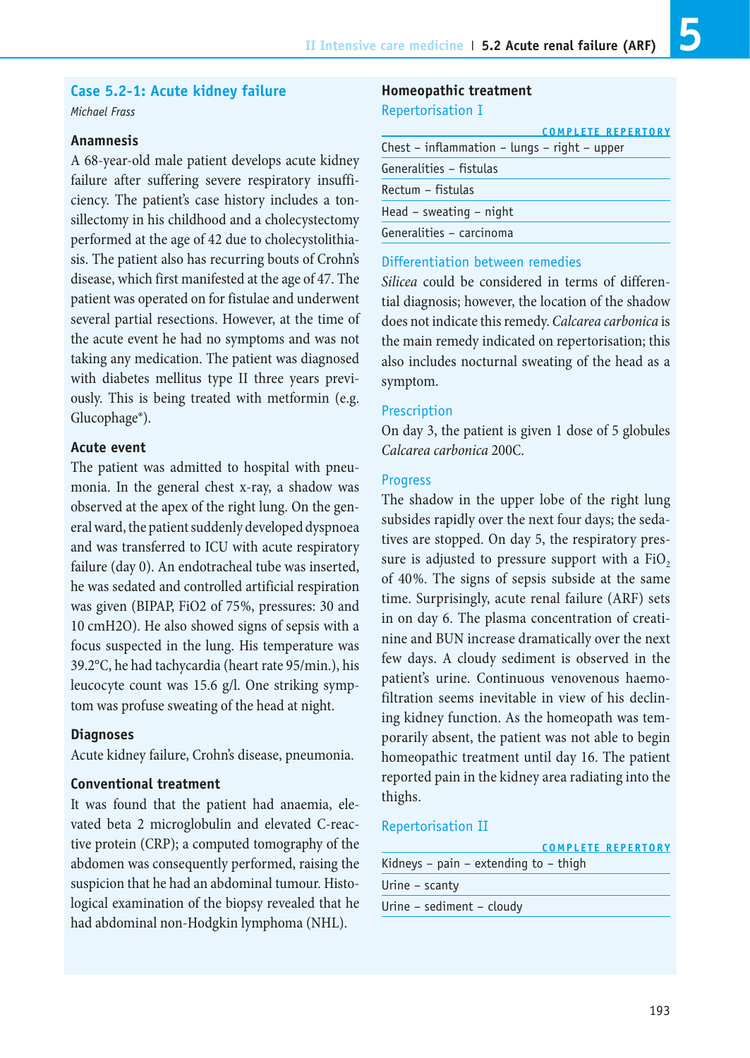## Case 5.2-1: Acute kidney failure

*Michael Frass*

### Anamnesis

A 68-year-old male patient develops acute kidney failure after suffering severe respiratory insufficiency. The patient's case history includes a tonsillectomy in his childhood and a cholecystectomy performed at the age of 42 due to cholecystolithiasis. The patient also has recurring bouts of Crohn's disease, which first manifested at the age of 47. The patient was operated on for fistulae and underwent several partial resections. However, at the time of the acute event he had no symptoms and was not taking any medication. The patient was diagnosed with diabetes mellitus type II three years previously. This is being treated with metformin (e.g. Glucophage®).

### Acute event

The patient was admitted to hospital with pneumonia. In the general chest x-ray, a shadow was observed at the apex of the right lung. On the general ward, the patient suddenly developed dyspnoea and was transferred to ICU with acute respiratory failure (day 0). An endotracheal tube was inserted, he was sedated and controlled artificial respiration was given (BIPAP, FiO2 of 75%, pressures: 30 and 10 cmH2O). He also showed signs of sepsis with a focus suspected in the lung. His temperature was 39.2°C, he had tachycardia (heart rate 95/min.), his leucocyte count was 15.6 g/l. One striking symptom was profuse sweating of the head at night.

### Diagnoses

Acute kidney failure, Crohn's disease, pneumonia.

### Conventional treatment

It was found that the patient had anaemia, elevated beta 2 microglobulin and elevated C-reactive protein (CRP); a computed tomography of the abdomen was consequently performed, raising the suspicion that he had an abdominal tumour. Histological examination of the biopsy revealed that he had abdominal non-Hodgkin lymphoma (NHL).

### Homeopathic treatment

#### Repertorisation I

| COMPLETE REPERTORY |
|---|
| Chest – inflammation – lungs – right – upper |
| Generalities – fistulas |
| Rectum – fistulas |
| Head – sweating – night |
| Generalities – carcinoma |

#### Differentiation between remedies

*Silicea* could be considered in terms of differential diagnosis; however, the location of the shadow does not indicate this remedy. *Calcarea carbonica* is the main remedy indicated on repertorisation; this also includes nocturnal sweating of the head as a symptom.

#### Prescription

On day 3, the patient is given 1 dose of 5 globules *Calcarea carbonica* 200C.

#### Progress

The shadow in the upper lobe of the right lung subsides rapidly over the next four days; the sedatives are stopped. On day 5, the respiratory pressure is adjusted to pressure support with a $FiO_2$ of 40%. The signs of sepsis subside at the same time. Surprisingly, acute renal failure (ARF) sets in on day 6. The plasma concentration of creatinine and BUN increase dramatically over the next few days. A cloudy sediment is observed in the patient's urine. Continuous venovenous haemofiltration seems inevitable in view of his declining kidney function. As the homeopath was temporarily absent, the patient was not able to begin homeopathic treatment until day 16. The patient reported pain in the kidney area radiating into the thighs.

#### Repertorisation II

| COMPLETE REPERTORY |
|---|
| Kidneys – pain – extending to – thigh |
| Urine – scanty |
| Urine – sediment – cloudy |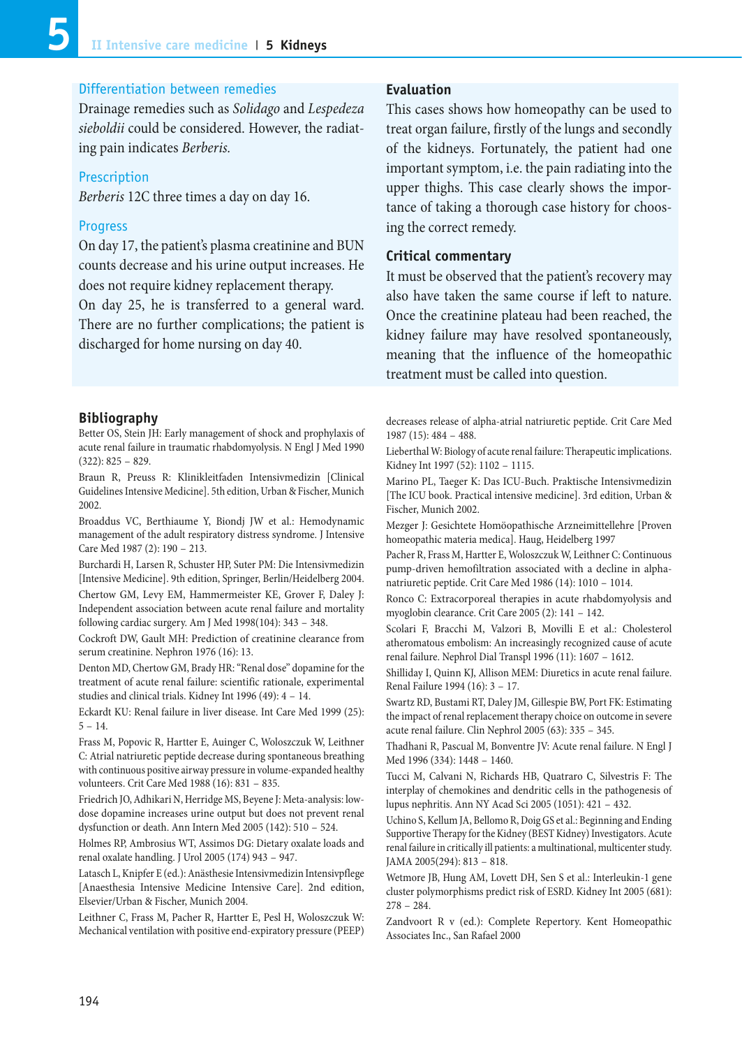### Differentiation between remedies

Drainage remedies such as *Solidago* and *Lespedeza sieboldii* could be considered. However, the radiating pain indicates *Berberis.*

### Prescription

*Berberis* 12C three times a day on day 16.

### Progress

On day 17, the patient's plasma creatinine and BUN counts decrease and his urine output increases. He does not require kidney replacement therapy.
On day 25, he is transferred to a general ward. There are no further complications; the patient is discharged for home nursing on day 40.

### Evaluation

This cases shows how homeopathy can be used to treat organ failure, firstly of the lungs and secondly of the kidneys. Fortunately, the patient had one important symptom, i.e. the pain radiating into the upper thighs. This case clearly shows the importance of taking a thorough case history for choosing the correct remedy.

### Critical commentary

It must be observed that the patient's recovery may also have taken the same course if left to nature. Once the creatinine plateau had been reached, the kidney failure may have resolved spontaneously, meaning that the influence of the homeopathic treatment must be called into question.

## Bibliography

Better OS, Stein JH: Early management of shock and prophylaxis of acute renal failure in traumatic rhabdomyolysis. N Engl J Med 1990 (322): 825 – 829.

Braun R, Preuss R: Klinikleitfaden Intensivmedizin [Clinical Guidelines Intensive Medicine]. 5th edition, Urban & Fischer, Munich 2002.

Broaddus VC, Berthiaume Y, Biondj JW et al.: Hemodynamic management of the adult respiratory distress syndrome. J Intensive Care Med 1987 (2): 190 – 213.

Burchardi H, Larsen R, Schuster HP, Suter PM: Die Intensivmedizin [Intensive Medicine]. 9th edition, Springer, Berlin/Heidelberg 2004.

Chertow GM, Levy EM, Hammermeister KE, Grover F, Daley J: Independent association between acute renal failure and mortality following cardiac surgery. Am J Med 1998(104): 343 – 348.

Cockroft DW, Gault MH: Prediction of creatinine clearance from serum creatinine. Nephron 1976 (16): 13.

Denton MD, Chertow GM, Brady HR: "Renal dose" dopamine for the treatment of acute renal failure: scientific rationale, experimental studies and clinical trials. Kidney Int 1996 (49): 4 – 14.

Eckardt KU: Renal failure in liver disease. Int Care Med 1999 (25): 5 – 14.

Frass M, Popovic R, Hartter E, Auinger C, Woloszczuk W, Leithner C: Atrial natriuretic peptide decrease during spontaneous breathing with continuous positive airway pressure in volume-expanded healthy volunteers. Crit Care Med 1988 (16): 831 – 835.

Friedrich JO, Adhikari N, Herridge MS, Beyene J: Meta-analysis: low-dose dopamine increases urine output but does not prevent renal dysfunction or death. Ann Intern Med 2005 (142): 510 – 524.

Holmes RP, Ambrosius WT, Assimos DG: Dietary oxalate loads and renal oxalate handling. J Urol 2005 (174) 943 – 947.

Latasch L, Knipfer E (ed.): Anästhesie Intensivmedizin Intensivpflege [Anaesthesia Intensive Medicine Intensive Care]. 2nd edition, Elsevier/Urban & Fischer, Munich 2004.

Leithner C, Frass M, Pacher R, Hartter E, Pesl H, Woloszczuk W: Mechanical ventilation with positive end-expiratory pressure (PEEP) decreases release of alpha-atrial natriuretic peptide. Crit Care Med 1987 (15): 484 – 488.

Lieberthal W: Biology of acute renal failure: Therapeutic implications. Kidney Int 1997 (52): 1102 – 1115.

Marino PL, Taeger K: Das ICU-Buch. Praktische Intensivmedizin [The ICU book. Practical intensive medicine]. 3rd edition, Urban & Fischer, Munich 2002.

Mezger J: Gesichtete Homöopathische Arzneimittellehre [Proven homeopathic materia medica]. Haug, Heidelberg 1997

Pacher R, Frass M, Hartter E, Woloszczuk W, Leithner C: Continuous pump-driven hemofiltration associated with a decline in alpha-natriuretic peptide. Crit Care Med 1986 (14): 1010 – 1014.

Ronco C: Extracorporeal therapies in acute rhabdomyolysis and myoglobin clearance. Crit Care 2005 (2): 141 – 142.

Scolari F, Bracchi M, Valzori B, Movilli E et al.: Cholesterol atheromatous embolism: An increasingly recognized cause of acute renal failure. Nephrol Dial Transpl 1996 (11): 1607 – 1612.

Shilliday I, Quinn KJ, Allison MEM: Diuretics in acute renal failure. Renal Failure 1994 (16): 3 – 17.

Swartz RD, Bustami RT, Daley JM, Gillespie BW, Port FK: Estimating the impact of renal replacement therapy choice on outcome in severe acute renal failure. Clin Nephrol 2005 (63): 335 – 345.

Thadhani R, Pascual M, Bonventre JV: Acute renal failure. N Engl J Med 1996 (334): 1448 – 1460.

Tucci M, Calvani N, Richards HB, Quatraro C, Silvestris F: The interplay of chemokines and dendritic cells in the pathogenesis of lupus nephritis. Ann NY Acad Sci 2005 (1051): 421 – 432.

Uchino S, Kellum JA, Bellomo R, Doig GS et al.: Beginning and Ending Supportive Therapy for the Kidney (BEST Kidney) Investigators. Acute renal failure in critically ill patients: a multinational, multicenter study. JAMA 2005(294): 813 – 818.

Wetmore JB, Hung AM, Lovett DH, Sen S et al.: Interleukin-1 gene cluster polymorphisms predict risk of ESRD. Kidney Int 2005 (681): 278 – 284.

Zandvoort R v (ed.): Complete Repertory. Kent Homeopathic Associates Inc., San Rafael 2000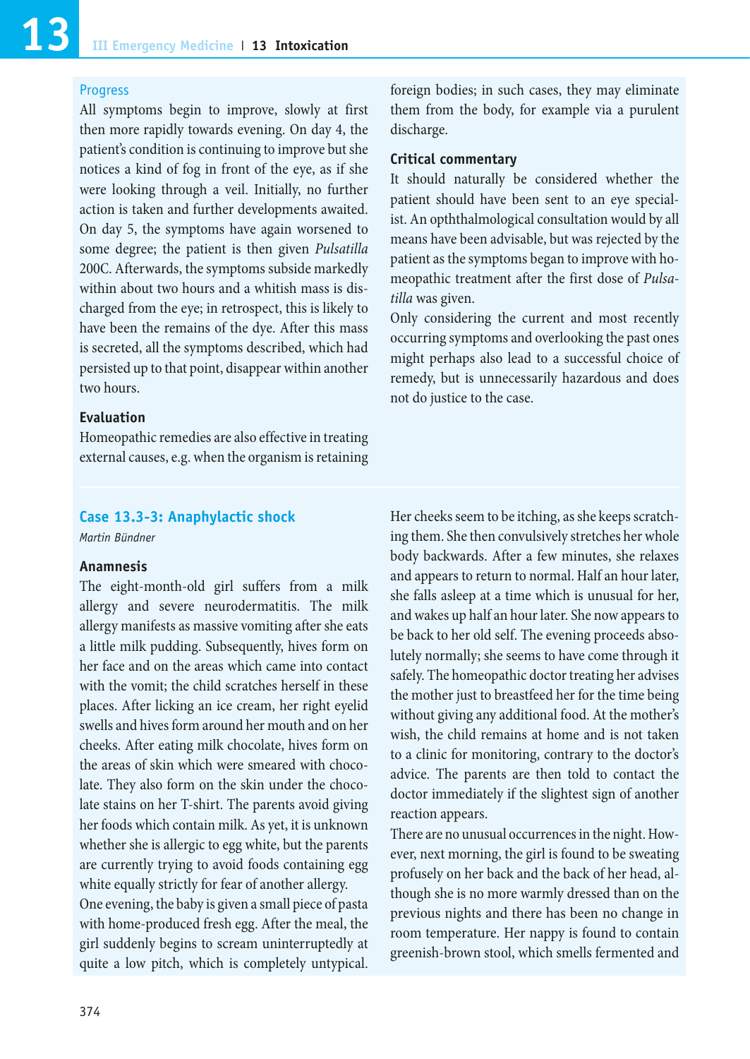#### Progress

All symptoms begin to improve, slowly at first then more rapidly towards evening. On day 4, the patient's condition is continuing to improve but she notices a kind of fog in front of the eye, as if she were looking through a veil. Initially, no further action is taken and further developments awaited. On day 5, the symptoms have again worsened to some degree; the patient is then given *Pulsatilla* 200C. Afterwards, the symptoms subside markedly within about two hours and a whitish mass is discharged from the eye; in retrospect, this is likely to have been the remains of the dye. After this mass is secreted, all the symptoms described, which had persisted up to that point, disappear within another two hours.

#### Evaluation

Homeopathic remedies are also effective in treating external causes, e.g. when the organism is retaining foreign bodies; in such cases, they may eliminate them from the body, for example via a purulent discharge.

#### Critical commentary

It should naturally be considered whether the patient should have been sent to an eye specialist. An opththalmological consultation would by all means have been advisable, but was rejected by the patient as the symptoms began to improve with homeopathic treatment after the first dose of *Pulsatilla* was given.

Only considering the current and most recently occurring symptoms and overlooking the past ones might perhaps also lead to a successful choice of remedy, but is unnecessarily hazardous and does not do justice to the case.

## Case 13.3-3: Anaphylactic shock

*Martin Bündner*

#### Anamnesis

The eight-month-old girl suffers from a milk allergy and severe neurodermatitis. The milk allergy manifests as massive vomiting after she eats a little milk pudding. Subsequently, hives form on her face and on the areas which came into contact with the vomit; the child scratches herself in these places. After licking an ice cream, her right eyelid swells and hives form around her mouth and on her cheeks. After eating milk chocolate, hives form on the areas of skin which were smeared with chocolate. They also form on the skin under the chocolate stains on her T-shirt. The parents avoid giving her foods which contain milk. As yet, it is unknown whether she is allergic to egg white, but the parents are currently trying to avoid foods containing egg white equally strictly for fear of another allergy.

One evening, the baby is given a small piece of pasta with home-produced fresh egg. After the meal, the girl suddenly begins to scream uninterruptedly at quite a low pitch, which is completely untypical. Her cheeks seem to be itching, as she keeps scratching them. She then convulsively stretches her whole body backwards. After a few minutes, she relaxes and appears to return to normal. Half an hour later, she falls asleep at a time which is unusual for her, and wakes up half an hour later. She now appears to be back to her old self. The evening proceeds absolutely normally; she seems to have come through it safely. The homeopathic doctor treating her advises the mother just to breastfeed her for the time being without giving any additional food. At the mother's wish, the child remains at home and is not taken to a clinic for monitoring, contrary to the doctor's advice. The parents are then told to contact the doctor immediately if the slightest sign of another reaction appears.

There are no unusual occurrences in the night. However, next morning, the girl is found to be sweating profusely on her back and the back of her head, although she is no more warmly dressed than on the previous nights and there has been no change in room temperature. Her nappy is found to contain greenish-brown stool, which smells fermented and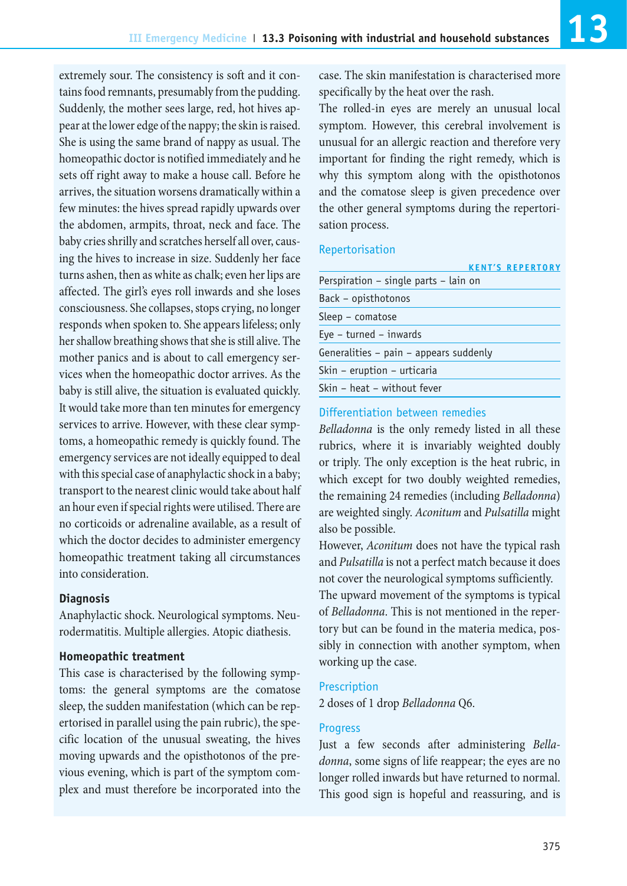extremely sour. The consistency is soft and it contains food remnants, presumably from the pudding. Suddenly, the mother sees large, red, hot hives appear at the lower edge of the nappy; the skin is raised. She is using the same brand of nappy as usual. The homeopathic doctor is notified immediately and he sets off right away to make a house call. Before he arrives, the situation worsens dramatically within a few minutes: the hives spread rapidly upwards over the abdomen, armpits, throat, neck and face. The baby cries shrilly and scratches herself all over, causing the hives to increase in size. Suddenly her face turns ashen, then as white as chalk; even her lips are affected. The girl's eyes roll inwards and she loses consciousness. She collapses, stops crying, no longer responds when spoken to. She appears lifeless; only her shallow breathing shows that she is still alive. The mother panics and is about to call emergency services when the homeopathic doctor arrives. As the baby is still alive, the situation is evaluated quickly. It would take more than ten minutes for emergency services to arrive. However, with these clear symptoms, a homeopathic remedy is quickly found. The emergency services are not ideally equipped to deal with this special case of anaphylactic shock in a baby; transport to the nearest clinic would take about half an hour even if special rights were utilised. There are no corticoids or adrenaline available, as a result of which the doctor decides to administer emergency homeopathic treatment taking all circumstances into consideration.

### Diagnosis

Anaphylactic shock. Neurological symptoms. Neurodermatitis. Multiple allergies. Atopic diathesis.

### Homeopathic treatment

This case is characterised by the following symptoms: the general symptoms are the comatose sleep, the sudden manifestation (which can be repertorised in parallel using the pain rubric), the specific location of the unusual sweating, the hives moving upwards and the opisthotonos of the previous evening, which is part of the symptom complex and must therefore be incorporated into the case. The skin manifestation is characterised more specifically by the heat over the rash.

The rolled-in eyes are merely an unusual local symptom. However, this cerebral involvement is unusual for an allergic reaction and therefore very important for finding the right remedy, which is why this symptom along with the opisthotonos and the comatose sleep is given precedence over the other general symptoms during the repertorisation process.

#### Repertorisation

| KENT'S REPERTORY |
|---|
| Perspiration – single parts – lain on |
| Back – opisthotonos |
| Sleep – comatose |
| Eye – turned – inwards |
| Generalities – pain – appears suddenly |
| Skin – eruption – urticaria |
| Skin – heat – without fever |

#### Differentiation between remedies

*Belladonna* is the only remedy listed in all these rubrics, where it is invariably weighted doubly or triply. The only exception is the heat rubric, in which except for two doubly weighted remedies, the remaining 24 remedies (including *Belladonna*) are weighted singly. *Aconitum* and *Pulsatilla* might also be possible.

However, *Aconitum* does not have the typical rash and *Pulsatilla* is not a perfect match because it does not cover the neurological symptoms sufficiently.

The upward movement of the symptoms is typical of *Belladonna*. This is not mentioned in the repertory but can be found in the materia medica, possibly in connection with another symptom, when working up the case.

#### Prescription

2 doses of 1 drop *Belladonna* Q6.

#### Progress

Just a few seconds after administering *Belladonna*, some signs of life reappear; the eyes are no longer rolled inwards but have returned to normal. This good sign is hopeful and reassuring, and is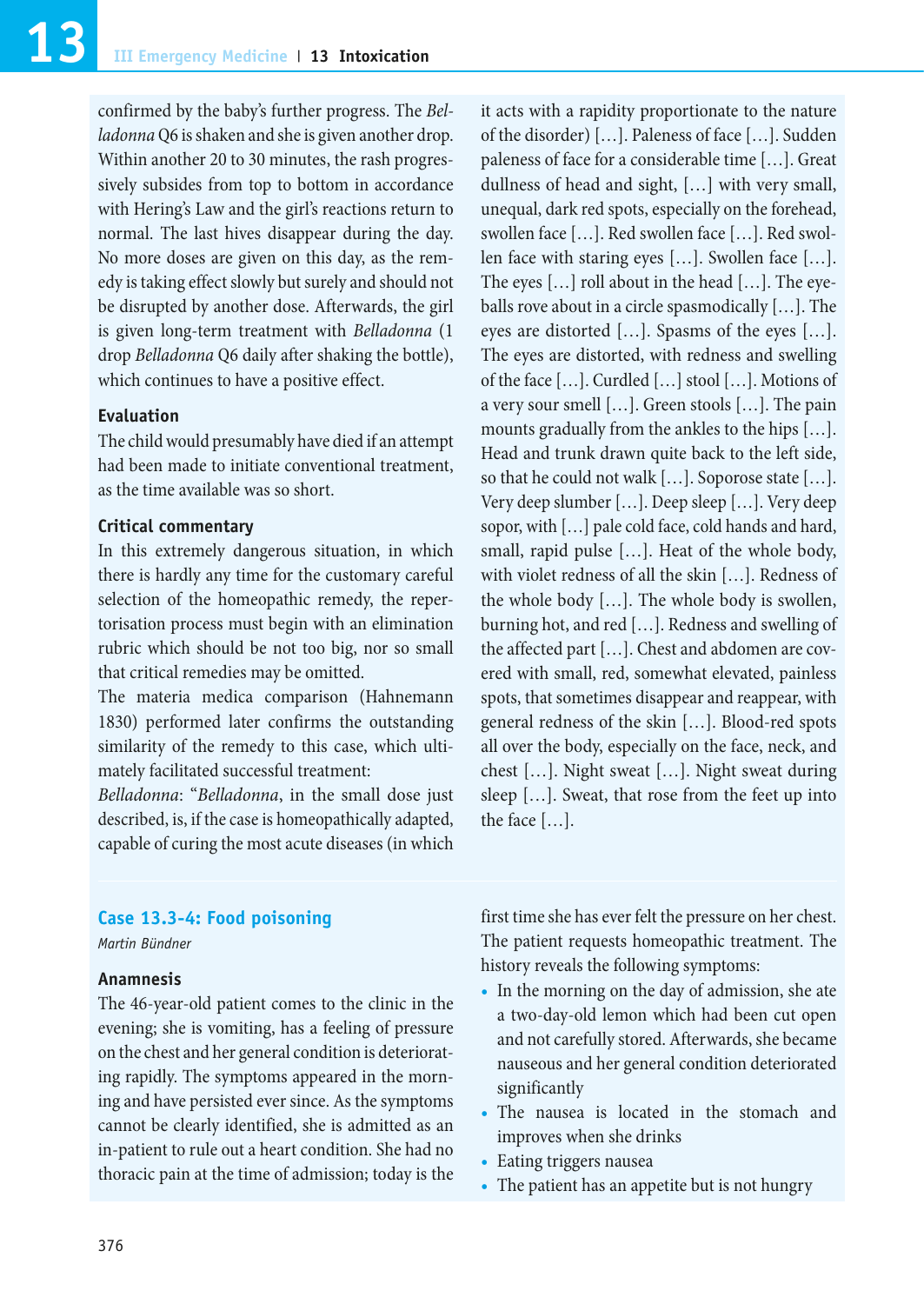confirmed by the baby's further progress. The *Belladonna* Q6 is shaken and she is given another drop. Within another 20 to 30 minutes, the rash progressively subsides from top to bottom in accordance with Hering's Law and the girl's reactions return to normal. The last hives disappear during the day. No more doses are given on this day, as the remedy is taking effect slowly but surely and should not be disrupted by another dose. Afterwards, the girl is given long-term treatment with *Belladonna* (1 drop *Belladonna* Q6 daily after shaking the bottle), which continues to have a positive effect.

**Evaluation**

The child would presumably have died if an attempt had been made to initiate conventional treatment, as the time available was so short.

**Critical commentary**

In this extremely dangerous situation, in which there is hardly any time for the customary careful selection of the homeopathic remedy, the repertorisation process must begin with an elimination rubric which should be not too big, nor so small that critical remedies may be omitted.

The materia medica comparison (Hahnemann 1830) performed later confirms the outstanding similarity of the remedy to this case, which ultimately facilitated successful treatment:

*Belladonna*: "*Belladonna*, in the small dose just described, is, if the case is homeopathically adapted, capable of curing the most acute diseases (in which it acts with a rapidity proportionate to the nature of the disorder) […]. Paleness of face […]. Sudden paleness of face for a considerable time […]. Great dullness of head and sight, […] with very small, unequal, dark red spots, especially on the forehead, swollen face […]. Red swollen face […]. Red swollen face with staring eyes […]. Swollen face […]. The eyes […] roll about in the head […]. The eyeballs rove about in a circle spasmodically […]. The eyes are distorted […]. Spasms of the eyes […]. The eyes are distorted, with redness and swelling of the face […]. Curdled […] stool […]. Motions of a very sour smell […]. Green stools […]. The pain mounts gradually from the ankles to the hips […]. Head and trunk drawn quite back to the left side, so that he could not walk […]. Soporose state […]. Very deep slumber […]. Deep sleep […]. Very deep sopor, with […] pale cold face, cold hands and hard, small, rapid pulse […]. Heat of the whole body, with violet redness of all the skin […]. Redness of the whole body […]. The whole body is swollen, burning hot, and red […]. Redness and swelling of the affected part […]. Chest and abdomen are covered with small, red, somewhat elevated, painless spots, that sometimes disappear and reappear, with general redness of the skin […]. Blood-red spots all over the body, especially on the face, neck, and chest […]. Night sweat […]. Night sweat during sleep […]. Sweat, that rose from the feet up into the face […].

## Case 13.3-4: Food poisoning

*Martin Bündner*

**Anamnesis**

The 46-year-old patient comes to the clinic in the evening; she is vomiting, has a feeling of pressure on the chest and her general condition is deteriorating rapidly. The symptoms appeared in the morning and have persisted ever since. As the symptoms cannot be clearly identified, she is admitted as an in-patient to rule out a heart condition. She had no thoracic pain at the time of admission; today is the first time she has ever felt the pressure on her chest. The patient requests homeopathic treatment. The history reveals the following symptoms:

- In the morning on the day of admission, she ate a two-day-old lemon which had been cut open and not carefully stored. Afterwards, she became nauseous and her general condition deteriorated significantly
- The nausea is located in the stomach and improves when she drinks
- Eating triggers nausea
- The patient has an appetite but is not hungry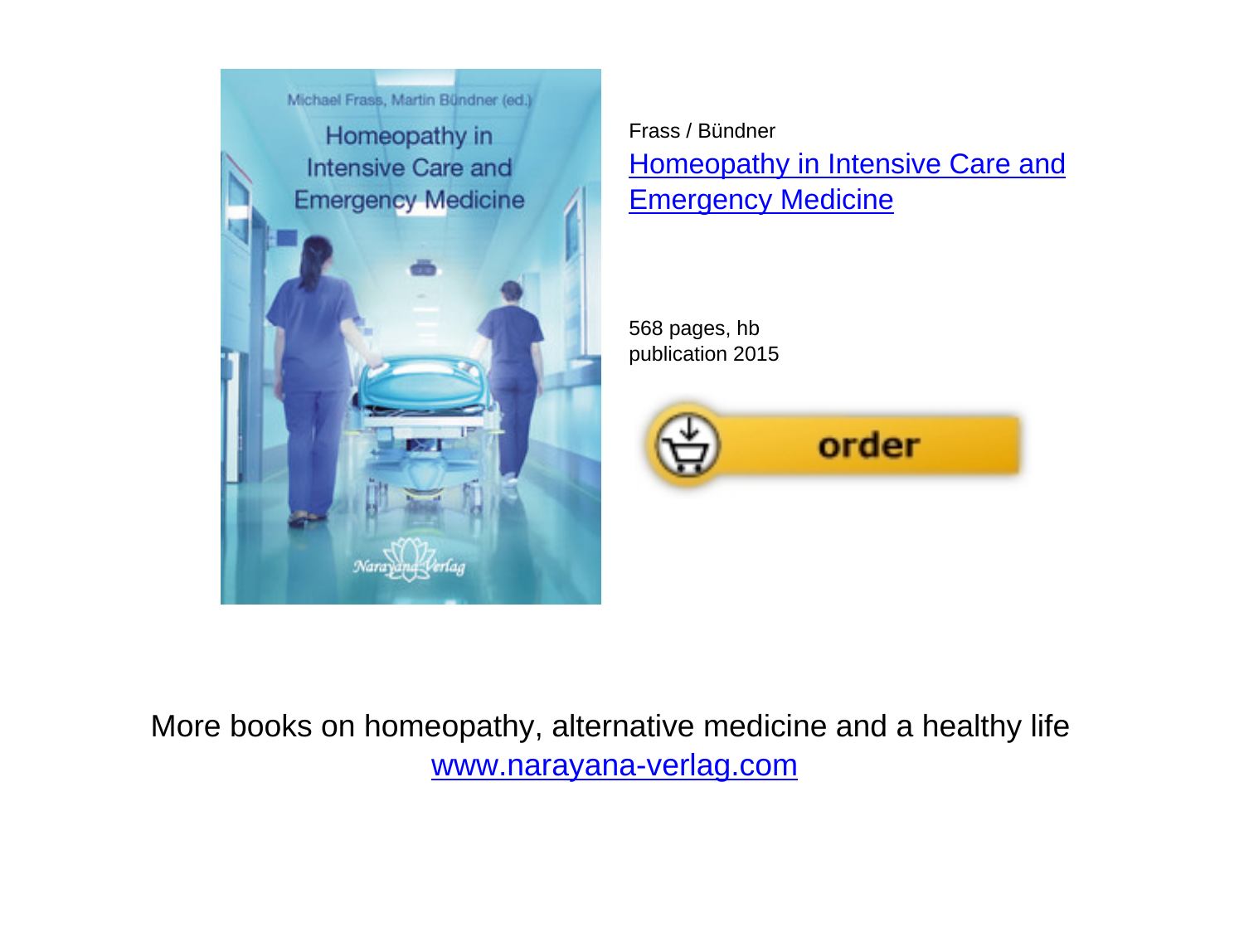Frass / Bündner

[Homeopathy in Intensive Care and Emergency Medicine](#)

568 pages, hb
publication 2015

order

More books on homeopathy, alternative medicine and a healthy life
[www.narayana-verlag.com](http://www.narayana-verlag.com)